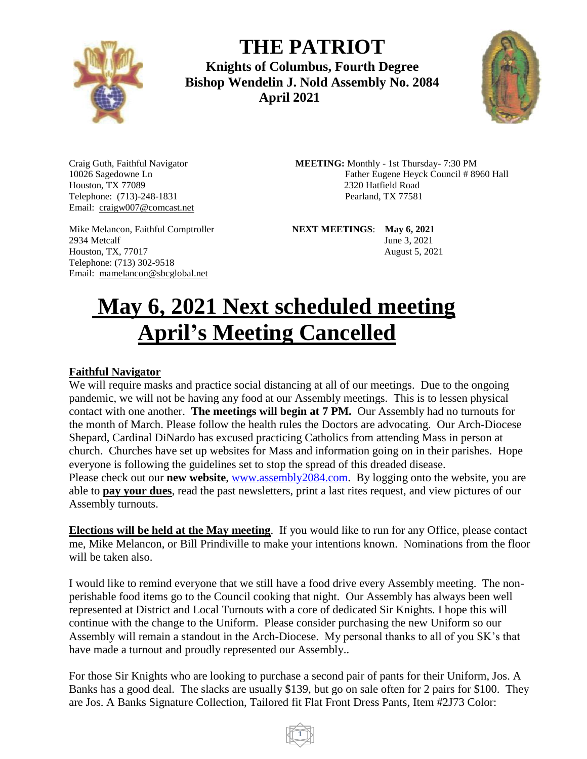# THE PATRIOT

**Knights of Columbus, Fourth Degree**
**Bishop Wendelin J. Nold Assembly No. 2084**
**April 2021**

Craig Guth, Faithful Navigator
10026 Sagedowne Ln
Houston, TX 77089
Telephone: (713)-248-1831
Email: craigw007@comcast.net

Mike Melancon, Faithful Comptroller
2934 Metcalf
Houston, TX, 77017
Telephone: (713) 302-9518
Email: mamelancon@sbcglobal.net

**MEETING:** Monthly - 1st Thursday- 7:30 PM
Father Eugene Heyck Council # 8960 Hall
2320 Hatfield Road
Pearland, TX 77581

**NEXT MEETINGS**: **May 6, 2021**
June 3, 2021
August 5, 2021

# May 6, 2021 Next scheduled meeting
# April's Meeting Cancelled

## Faithful Navigator

We will require masks and practice social distancing at all of our meetings. Due to the ongoing pandemic, we will not be having any food at our Assembly meetings. This is to lessen physical contact with one another. **The meetings will begin at 7 PM.** Our Assembly had no turnouts for the month of March. Please follow the health rules the Doctors are advocating. Our Arch-Diocese Shepard, Cardinal DiNardo has excused practicing Catholics from attending Mass in person at church. Churches have set up websites for Mass and information going on in their parishes. Hope everyone is following the guidelines set to stop the spread of this dreaded disease.
Please check out our **new website**, www.assembly2084.com. By logging onto the website, you are able to **pay your dues**, read the past newsletters, print a last rites request, and view pictures of our Assembly turnouts.

**Elections will be held at the May meeting**. If you would like to run for any Office, please contact me, Mike Melancon, or Bill Prindiville to make your intentions known. Nominations from the floor will be taken also.

I would like to remind everyone that we still have a food drive every Assembly meeting. The non-perishable food items go to the Council cooking that night. Our Assembly has always been well represented at District and Local Turnouts with a core of dedicated Sir Knights. I hope this will continue with the change to the Uniform. Please consider purchasing the new Uniform so our Assembly will remain a standout in the Arch-Diocese. My personal thanks to all of you SK's that have made a turnout and proudly represented our Assembly..

For those Sir Knights who are looking to purchase a second pair of pants for their Uniform, Jos. A Banks has a good deal. The slacks are usually $139, but go on sale often for 2 pairs for $100. They are Jos. A Banks Signature Collection, Tailored fit Flat Front Dress Pants, Item #2J73 Color: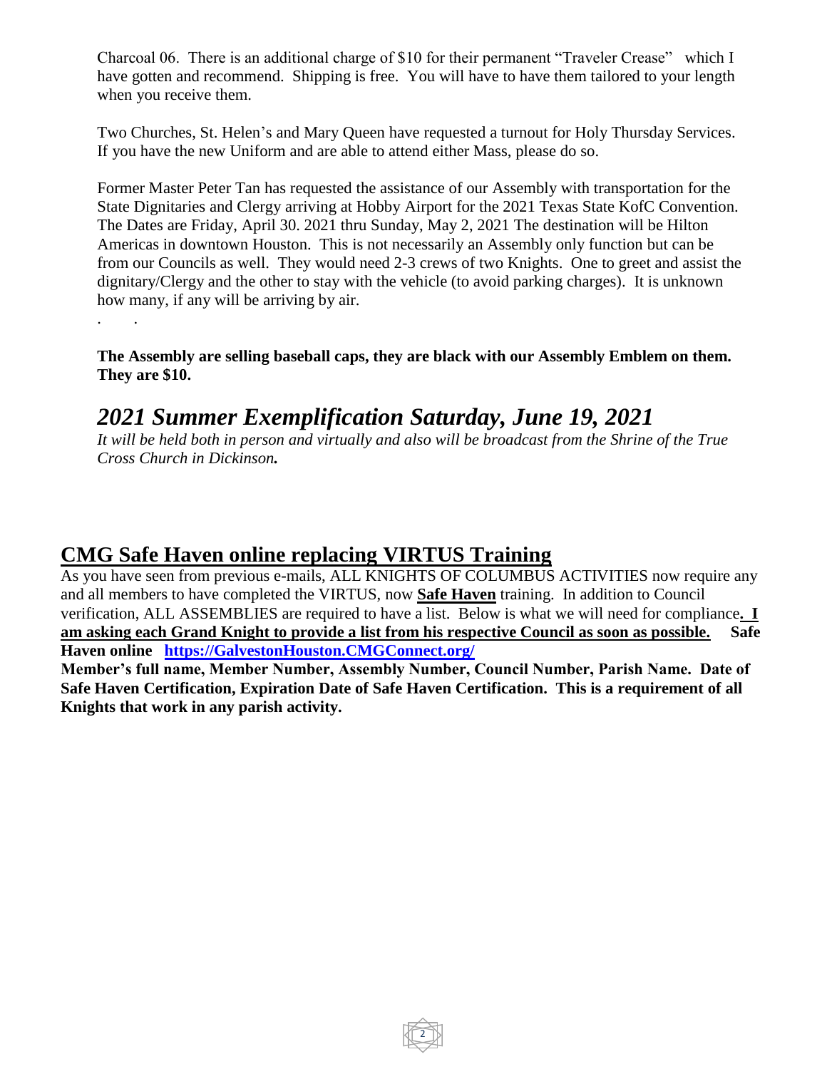Charcoal 06. There is an additional charge of $10 for their permanent "Traveler Crease" which I have gotten and recommend. Shipping is free. You will have to have them tailored to your length when you receive them.

Two Churches, St. Helen's and Mary Queen have requested a turnout for Holy Thursday Services. If you have the new Uniform and are able to attend either Mass, please do so.

Former Master Peter Tan has requested the assistance of our Assembly with transportation for the State Dignitaries and Clergy arriving at Hobby Airport for the 2021 Texas State KofC Convention. The Dates are Friday, April 30. 2021 thru Sunday, May 2, 2021 The destination will be Hilton Americas in downtown Houston. This is not necessarily an Assembly only function but can be from our Councils as well. They would need 2-3 crews of two Knights. One to greet and assist the dignitary/Clergy and the other to stay with the vehicle (to avoid parking charges). It is unknown how many, if any will be arriving by air.

. .

**The Assembly are selling baseball caps, they are black with our Assembly Emblem on them. They are $10.**

## *2021 Summer Exemplification Saturday, June 19, 2021*

*It will be held both in person and virtually and also will be broadcast from the Shrine of the True Cross Church in Dickinson.*

## CMG Safe Haven online replacing VIRTUS Training

As you have seen from previous e-mails, ALL KNIGHTS OF COLUMBUS ACTIVITIES now require any and all members to have completed the VIRTUS, now **Safe Haven** training. In addition to Council verification, ALL ASSEMBLIES are required to have a list. Below is what we will need for compliance**. I am asking each Grand Knight to provide a list from his respective Council as soon as possible. Safe Haven online [https://GalvestonHouston.CMGConnect.org/](https://GalvestonHouston.CMGConnect.org/)**

**Member's full name, Member Number, Assembly Number, Council Number, Parish Name. Date of Safe Haven Certification, Expiration Date of Safe Haven Certification. This is a requirement of all Knights that work in any parish activity.**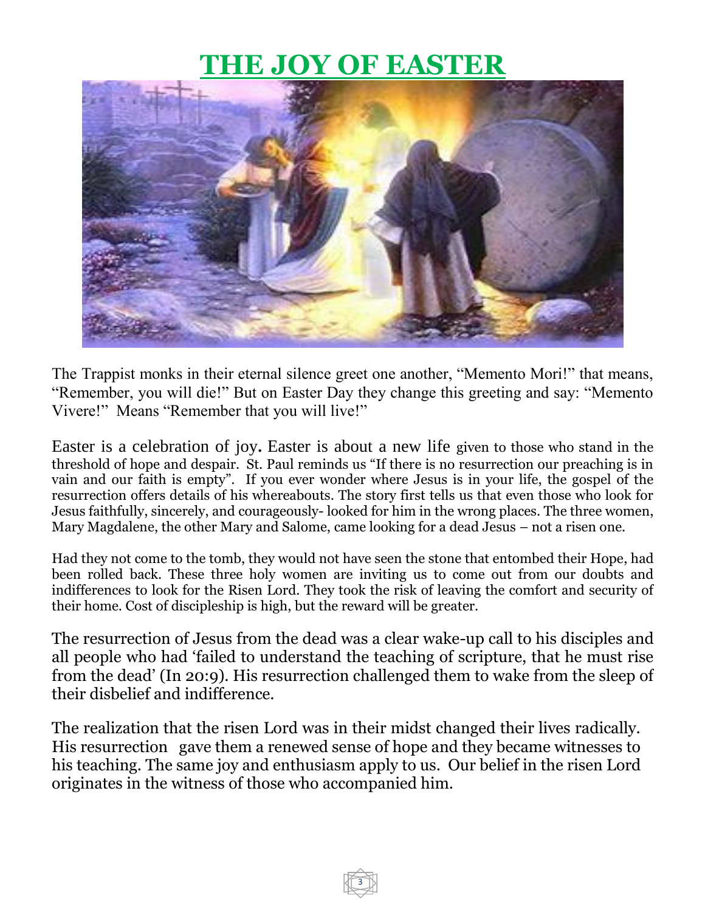# THE JOY OF EASTER

The Trappist monks in their eternal silence greet one another, "Memento Mori!" that means, "Remember, you will die!" But on Easter Day they change this greeting and say: "Memento Vivere!" Means "Remember that you will live!"

Easter is a celebration of joy**.** Easter is about a new life given to those who stand in the threshold of hope and despair. St. Paul reminds us "If there is no resurrection our preaching is in vain and our faith is empty". If you ever wonder where Jesus is in your life, the gospel of the resurrection offers details of his whereabouts. The story first tells us that even those who look for Jesus faithfully, sincerely, and courageously- looked for him in the wrong places. The three women, Mary Magdalene, the other Mary and Salome, came looking for a dead Jesus – not a risen one.

Had they not come to the tomb, they would not have seen the stone that entombed their Hope, had been rolled back. These three holy women are inviting us to come out from our doubts and indifferences to look for the Risen Lord. They took the risk of leaving the comfort and security of their home. Cost of discipleship is high, but the reward will be greater.

The resurrection of Jesus from the dead was a clear wake-up call to his disciples and all people who had 'failed to understand the teaching of scripture, that he must rise from the dead' (In 20:9). His resurrection challenged them to wake from the sleep of their disbelief and indifference.

The realization that the risen Lord was in their midst changed their lives radically. His resurrection gave them a renewed sense of hope and they became witnesses to his teaching. The same joy and enthusiasm apply to us. Our belief in the risen Lord originates in the witness of those who accompanied him.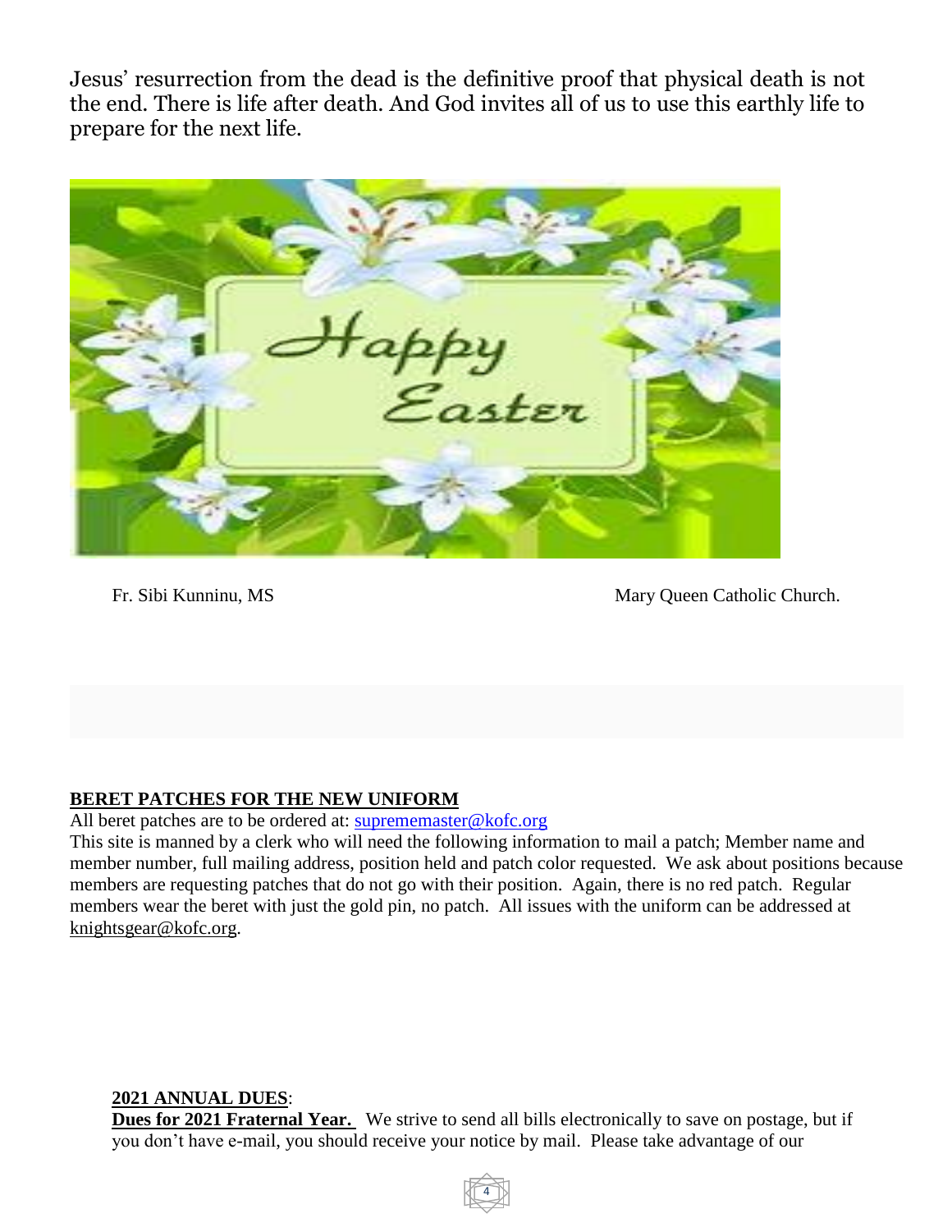Jesus' resurrection from the dead is the definitive proof that physical death is not the end. There is life after death. And God invites all of us to use this earthly life to prepare for the next life.

Fr. Sibi Kunninu, MS                                                    Mary Queen Catholic Church.

**BERET PATCHES FOR THE NEW UNIFORM**

All beret patches are to be ordered at: suprememaster@kofc.org

This site is manned by a clerk who will need the following information to mail a patch; Member name and member number, full mailing address, position held and patch color requested. We ask about positions because members are requesting patches that do not go with their position. Again, there is no red patch. Regular members wear the beret with just the gold pin, no patch. All issues with the uniform can be addressed at knightsgear@kofc.org.

**2021 ANNUAL DUES**:

**Dues for 2021 Fraternal Year.** We strive to send all bills electronically to save on postage, but if you don't have e-mail, you should receive your notice by mail. Please take advantage of our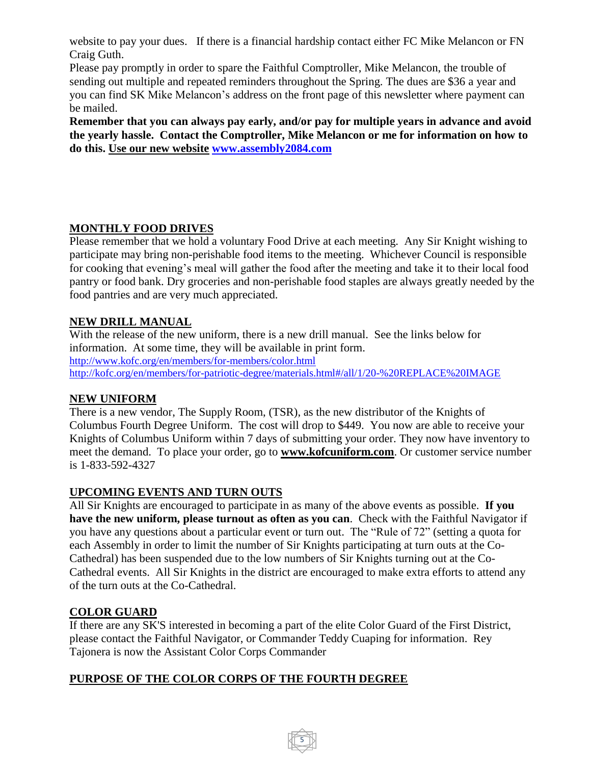website to pay your dues. If there is a financial hardship contact either FC Mike Melancon or FN Craig Guth.

Please pay promptly in order to spare the Faithful Comptroller, Mike Melancon, the trouble of sending out multiple and repeated reminders throughout the Spring. The dues are $36 a year and you can find SK Mike Melancon's address on the front page of this newsletter where payment can be mailed.

**Remember that you can always pay early, and/or pay for multiple years in advance and avoid the yearly hassle. Contact the Comptroller, Mike Melancon or me for information on how to do this. Use our new website [www.assembly2084.com](http://www.assembly2084.com)**

## MONTHLY FOOD DRIVES

Please remember that we hold a voluntary Food Drive at each meeting. Any Sir Knight wishing to participate may bring non-perishable food items to the meeting. Whichever Council is responsible for cooking that evening's meal will gather the food after the meeting and take it to their local food pantry or food bank. Dry groceries and non-perishable food staples are always greatly needed by the food pantries and are very much appreciated.

## NEW DRILL MANUAL

With the release of the new uniform, there is a new drill manual. See the links below for information. At some time, they will be available in print form.

http://www.kofc.org/en/members/for-members/color.html

http://kofc.org/en/members/for-patriotic-degree/materials.html#/all/1/20-%20REPLACE%20IMAGE

## NEW UNIFORM

There is a new vendor, The Supply Room, (TSR), as the new distributor of the Knights of Columbus Fourth Degree Uniform. The cost will drop to $449. You now are able to receive your Knights of Columbus Uniform within 7 days of submitting your order. They now have inventory to meet the demand. To place your order, go to **www.kofcuniform.com**. Or customer service number is 1-833-592-4327

## UPCOMING EVENTS AND TURN OUTS

All Sir Knights are encouraged to participate in as many of the above events as possible. **If you have the new uniform, please turnout as often as you can**. Check with the Faithful Navigator if you have any questions about a particular event or turn out. The "Rule of 72" (setting a quota for each Assembly in order to limit the number of Sir Knights participating at turn outs at the Co-Cathedral) has been suspended due to the low numbers of Sir Knights turning out at the Co-Cathedral events. All Sir Knights in the district are encouraged to make extra efforts to attend any of the turn outs at the Co-Cathedral.

## COLOR GUARD

If there are any SK'S interested in becoming a part of the elite Color Guard of the First District, please contact the Faithful Navigator, or Commander Teddy Cuaping for information. Rey Tajonera is now the Assistant Color Corps Commander

## PURPOSE OF THE COLOR CORPS OF THE FOURTH DEGREE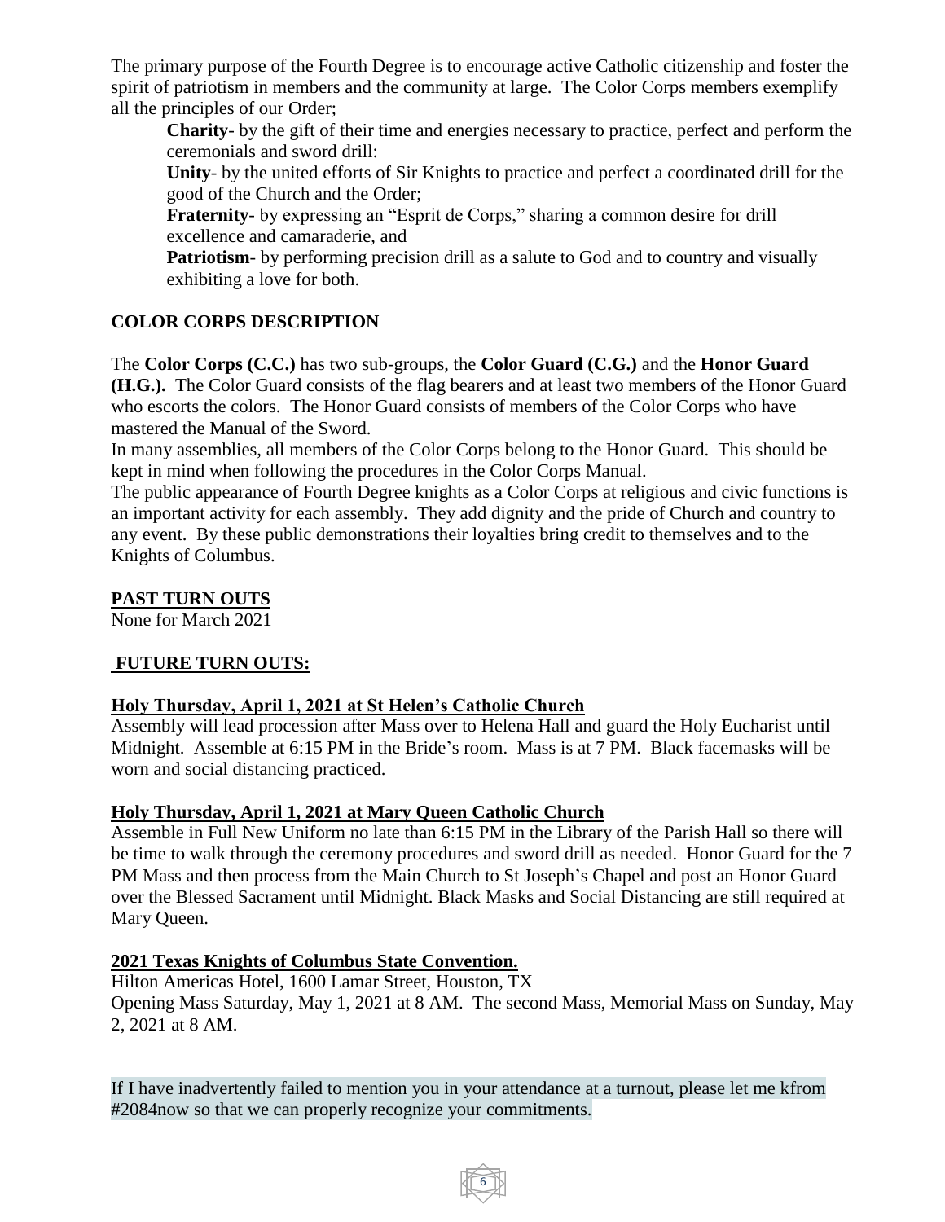The primary purpose of the Fourth Degree is to encourage active Catholic citizenship and foster the spirit of patriotism in members and the community at large. The Color Corps members exemplify all the principles of our Order;

**Charity**- by the gift of their time and energies necessary to practice, perfect and perform the ceremonials and sword drill:

**Unity**- by the united efforts of Sir Knights to practice and perfect a coordinated drill for the good of the Church and the Order;

**Fraternity**- by expressing an "Esprit de Corps," sharing a common desire for drill excellence and camaraderie, and

**Patriotism**- by performing precision drill as a salute to God and to country and visually exhibiting a love for both.

## COLOR CORPS DESCRIPTION

The **Color Corps (C.C.)** has two sub-groups, the **Color Guard (C.G.)** and the **Honor Guard (H.G.).** The Color Guard consists of the flag bearers and at least two members of the Honor Guard who escorts the colors. The Honor Guard consists of members of the Color Corps who have mastered the Manual of the Sword.

In many assemblies, all members of the Color Corps belong to the Honor Guard. This should be kept in mind when following the procedures in the Color Corps Manual.

The public appearance of Fourth Degree knights as a Color Corps at religious and civic functions is an important activity for each assembly. They add dignity and the pride of Church and country to any event. By these public demonstrations their loyalties bring credit to themselves and to the Knights of Columbus.

## PAST TURN OUTS

None for March 2021

## FUTURE TURN OUTS:

### Holy Thursday, April 1, 2021 at St Helen's Catholic Church

Assembly will lead procession after Mass over to Helena Hall and guard the Holy Eucharist until Midnight. Assemble at 6:15 PM in the Bride's room. Mass is at 7 PM. Black facemasks will be worn and social distancing practiced.

### Holy Thursday, April 1, 2021 at Mary Queen Catholic Church

Assemble in Full New Uniform no late than 6:15 PM in the Library of the Parish Hall so there will be time to walk through the ceremony procedures and sword drill as needed. Honor Guard for the 7 PM Mass and then process from the Main Church to St Joseph's Chapel and post an Honor Guard over the Blessed Sacrament until Midnight. Black Masks and Social Distancing are still required at Mary Queen.

### 2021 Texas Knights of Columbus State Convention.

Hilton Americas Hotel, 1600 Lamar Street, Houston, TX

Opening Mass Saturday, May 1, 2021 at 8 AM. The second Mass, Memorial Mass on Sunday, May 2, 2021 at 8 AM.

If I have inadvertently failed to mention you in your attendance at a turnout, please let me kfrom #2084now so that we can properly recognize your commitments.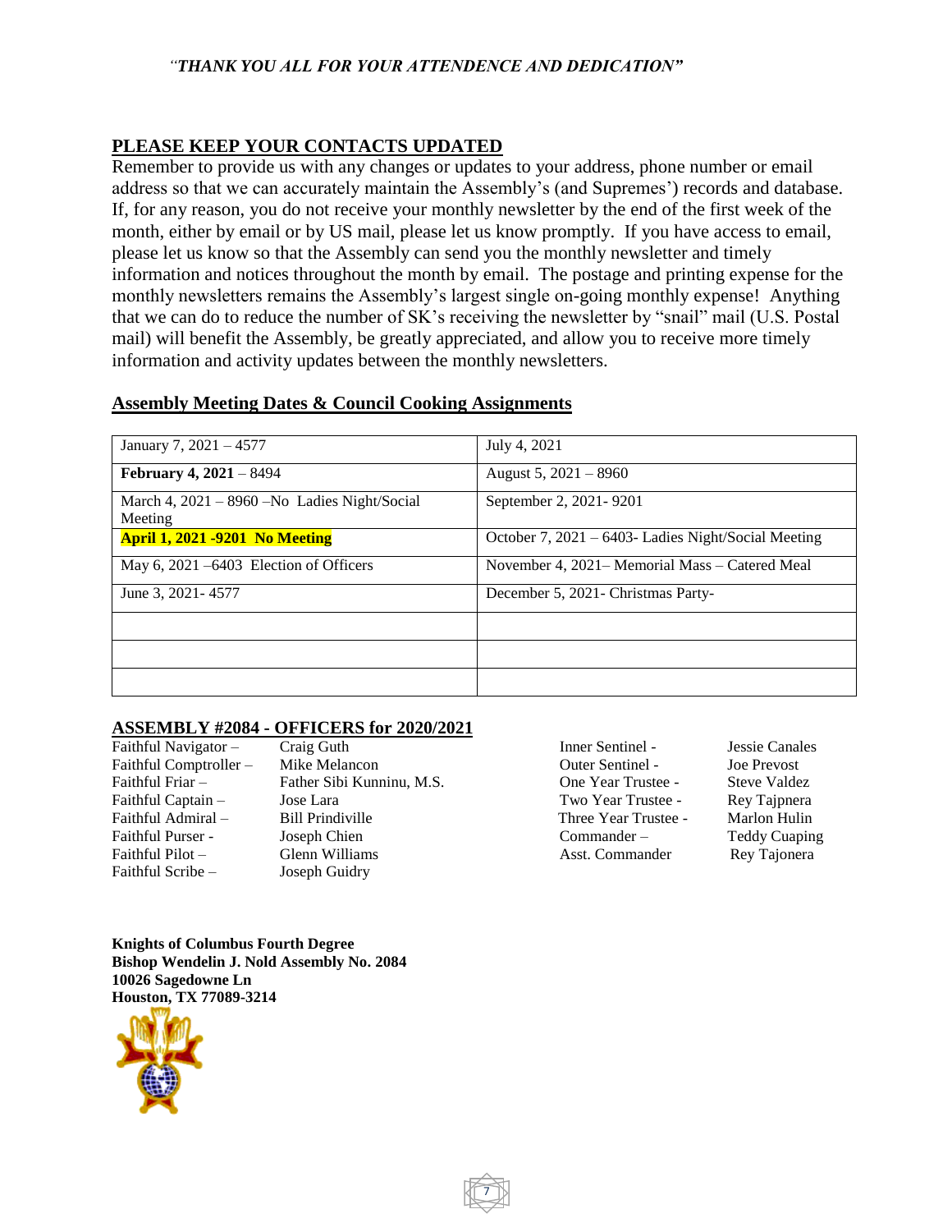*"THANK YOU ALL FOR YOUR ATTENDENCE AND DEDICATION"*

## PLEASE KEEP YOUR CONTACTS UPDATED

Remember to provide us with any changes or updates to your address, phone number or email address so that we can accurately maintain the Assembly's (and Supremes') records and database. If, for any reason, you do not receive your monthly newsletter by the end of the first week of the month, either by email or by US mail, please let us know promptly. If you have access to email, please let us know so that the Assembly can send you the monthly newsletter and timely information and notices throughout the month by email. The postage and printing expense for the monthly newsletters remains the Assembly's largest single on-going monthly expense! Anything that we can do to reduce the number of SK's receiving the newsletter by "snail" mail (U.S. Postal mail) will benefit the Assembly, be greatly appreciated, and allow you to receive more timely information and activity updates between the monthly newsletters.

## Assembly Meeting Dates & Council Cooking Assignments

| | |
|---|---|
| January 7, 2021 – 4577 | July 4, 2021 |
| **February 4, 2021** – 8494 | August 5, 2021 – 8960 |
| March 4, 2021 – 8960 –No Ladies Night/Social Meeting | September 2, 2021- 9201 |
| **April 1, 2021 -9201 No Meeting** | October 7, 2021 – 6403- Ladies Night/Social Meeting |
| May 6, 2021 –6403 Election of Officers | November 4, 2021– Memorial Mass – Catered Meal |
| June 3, 2021- 4577 | December 5, 2021- Christmas Party- |
| | |
| | |
| | |

## ASSEMBLY #2084 - OFFICERS for 2020/2021

| | |
|---|---|
| Faithful Navigator – | Craig Guth |
| Faithful Comptroller – | Mike Melancon |
| Faithful Friar – | Father Sibi Kunninu, M.S. |
| Faithful Captain – | Jose Lara |
| Faithful Admiral – | Bill Prindiville |
| Faithful Purser - | Joseph Chien |
| Faithful Pilot – | Glenn Williams |
| Faithful Scribe – | Joseph Guidry |
| Inner Sentinel - | Jessie Canales |
| Outer Sentinel - | Joe Prevost |
| One Year Trustee - | Steve Valdez |
| Two Year Trustee - | Rey Tajpnera |
| Three Year Trustee - | Marlon Hulin |
| Commander – | Teddy Cuaping |
| Asst. Commander | Rey Tajonera |

**Knights of Columbus Fourth Degree**
**Bishop Wendelin J. Nold Assembly No. 2084**
**10026 Sagedowne Ln**
**Houston, TX 77089-3214**